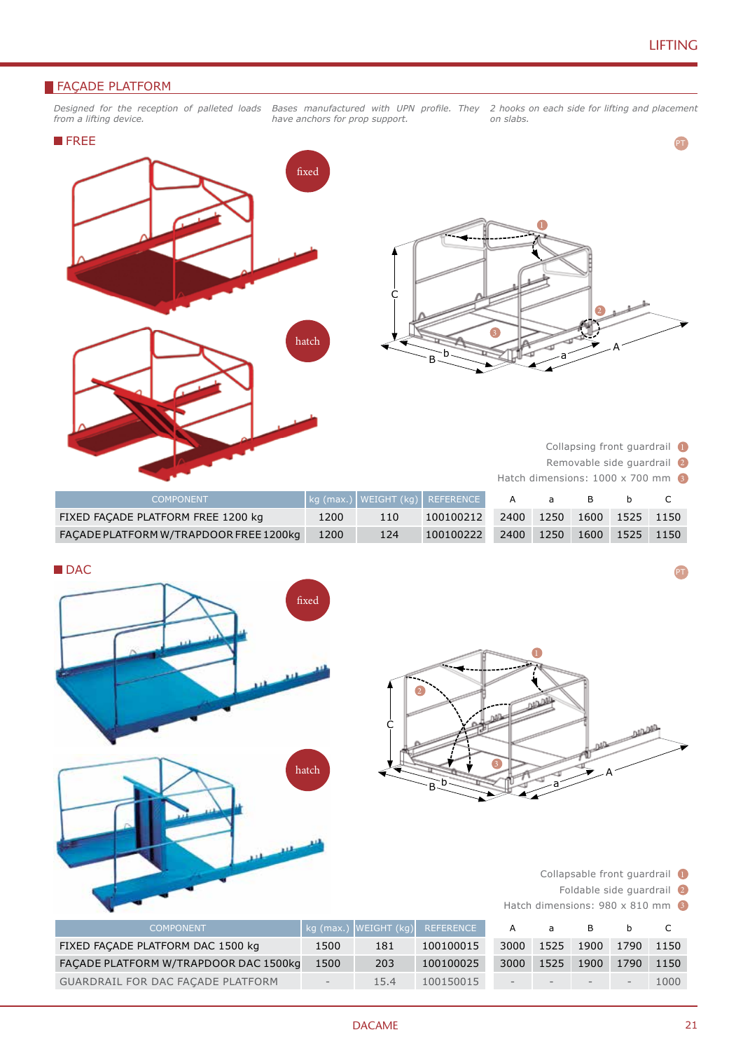## FAÇADE PLATFORM

*Designed for the reception of palleted loads from a lifting device.*

*Bases manufactured with UPN profile. They have anchors for prop support.*

*2 hooks on each side for lifting and placement on slabs.*

### FREE

Collapsing front guardrail (1)
Removable side guardrail (2)
Hatch dimensions: 1000 x 700 mm (3)

| COMPONENT | kg (max.) | WEIGHT (kg) | REFERENCE | A | a | B | b | C |
|---|---|---|---|---|---|---|---|---|
| FIXED FAÇADE PLATFORM FREE 1200 kg | 1200 | 110 | 100100212 | 2400 | 1250 | 1600 | 1525 | 1150 |
| FAÇADE PLATFORM W/TRAPDOOR FREE 1200kg | 1200 | 124 | 100100222 | 2400 | 1250 | 1600 | 1525 | 1150 |

### DAC

Collapsable front guardrail (1)
Foldable side guardrail (2)
Hatch dimensions: 980 x 810 mm (3)

| COMPONENT | kg (max.) | WEIGHT (kg) | REFERENCE | A | a | B | b | C |
|---|---|---|---|---|---|---|---|---|
| FIXED FAÇADE PLATFORM DAC 1500 kg | 1500 | 181 | 100100015 | 3000 | 1525 | 1900 | 1790 | 1150 |
| FAÇADE PLATFORM W/TRAPDOOR DAC 1500kg | 1500 | 203 | 100100025 | 3000 | 1525 | 1900 | 1790 | 1150 |
| GUARDRAIL FOR DAC FAÇADE PLATFORM | - | 15.4 | 100150015 | - | - | - | - | 1000 |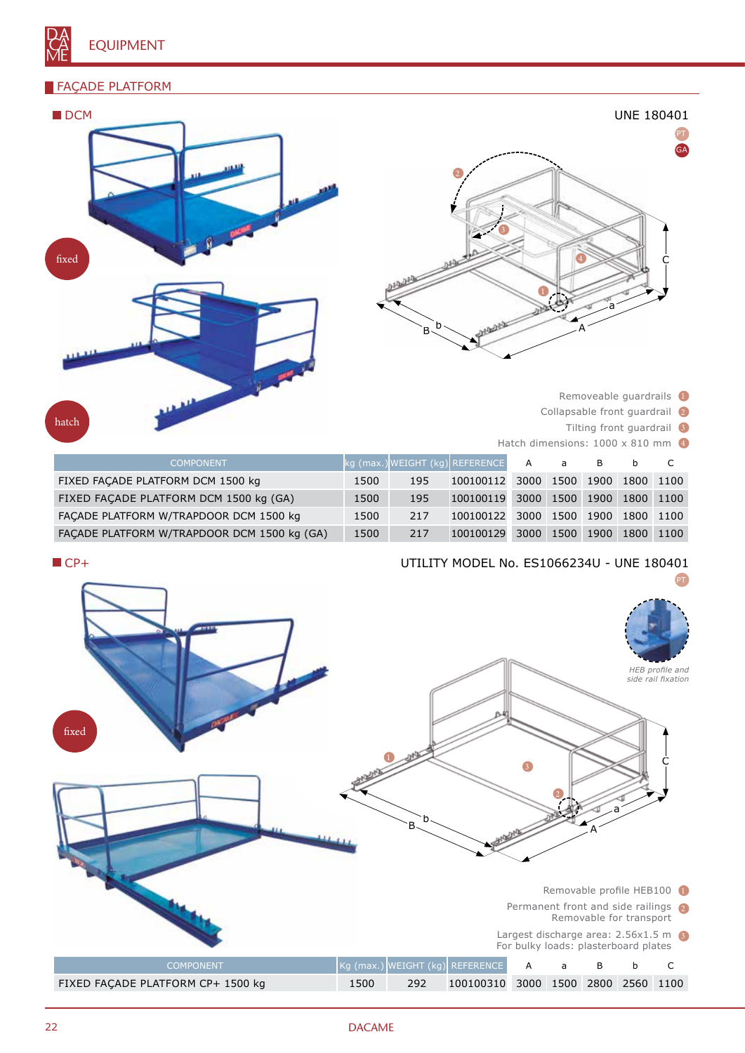## FAÇADE PLATFORM

### DCM

UNE 180401

PT

GA

fixed

hatch

Removeable guardrails 1

Collapsable front guardrail 2

Tilting front guardrail 3

Hatch dimensions: 1000 x 810 mm 4

| COMPONENT | kg (max.) | WEIGHT (kg) | REFERENCE | A | a | B | b | C |
|---|---|---|---|---|---|---|---|---|
| FIXED FAÇADE PLATFORM DCM 1500 kg | 1500 | 195 | 100100112 | 3000 | 1500 | 1900 | 1800 | 1100 |
| FIXED FAÇADE PLATFORM DCM 1500 kg (GA) | 1500 | 195 | 100100119 | 3000 | 1500 | 1900 | 1800 | 1100 |
| FAÇADE PLATFORM W/TRAPDOOR DCM 1500 kg | 1500 | 217 | 100100122 | 3000 | 1500 | 1900 | 1800 | 1100 |
| FAÇADE PLATFORM W/TRAPDOOR DCM 1500 kg (GA) | 1500 | 217 | 100100129 | 3000 | 1500 | 1900 | 1800 | 1100 |

### CP+

UTILITY MODEL No. ES1066234U - UNE 180401

PT

fixed

*HEB profile and side rail fixation*

Removable profile HEB100 1

Permanent front and side railings
Removable for transport 2

Largest discharge area: 2.56x1.5 m
For bulky loads: plasterboard plates 3

| COMPONENT | Kg (max.) | WEIGHT (kg) | REFERENCE | A | a | B | b | C |
|---|---|---|---|---|---|---|---|---|
| FIXED FAÇADE PLATFORM CP+ 1500 kg | 1500 | 292 | 100100310 | 3000 | 1500 | 2800 | 2560 | 1100 |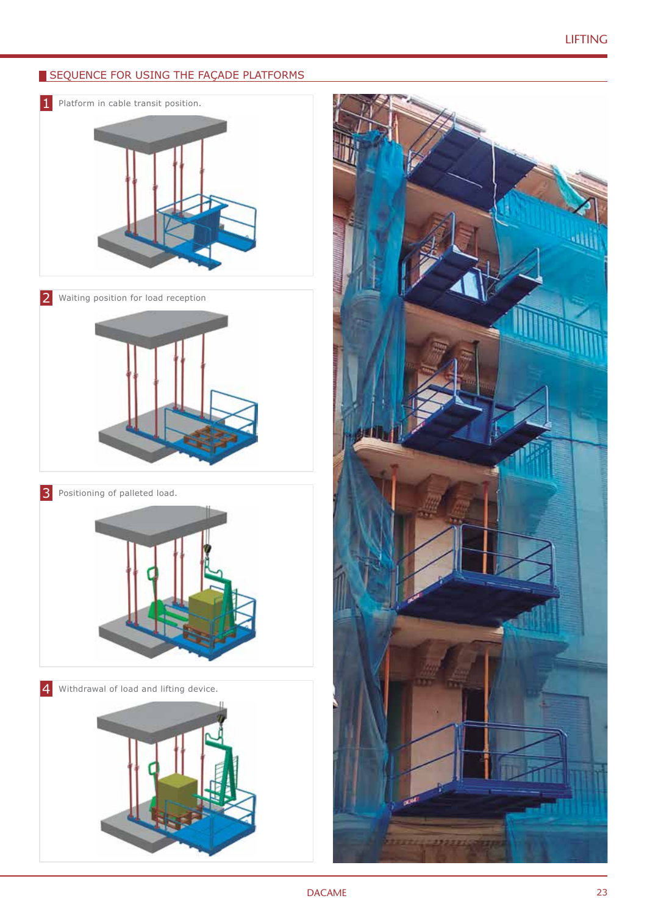## SEQUENCE FOR USING THE FAÇADE PLATFORMS

1 Platform in cable transit position.

2 Waiting position for load reception

3 Positioning of palleted load.

4 Withdrawal of load and lifting device.